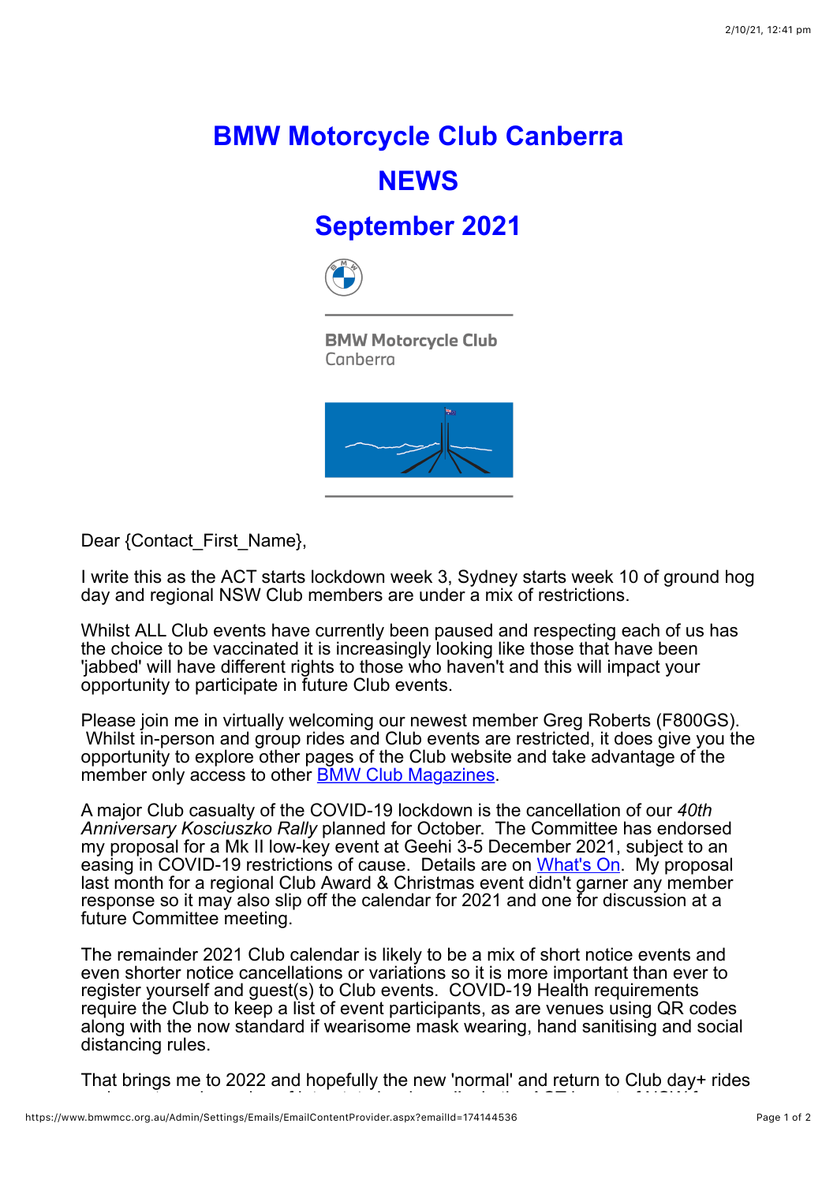# BMW Motorcycle Club Canberra

# NEWS

# September 2021

BMW Motorcycle Club
Canberra

Dear {Contact_First_Name},

I write this as the ACT starts lockdown week 3, Sydney starts week 10 of ground hog day and regional NSW Club members are under a mix of restrictions.

Whilst ALL Club events have currently been paused and respecting each of us has the choice to be vaccinated it is increasingly looking like those that have been 'jabbed' will have different rights to those who haven't and this will impact your opportunity to participate in future Club events.

Please join me in virtually welcoming our newest member Greg Roberts (F800GS). Whilst in-person and group rides and Club events are restricted, it does give you the opportunity to explore other pages of the Club website and take advantage of the member only access to other [BMW Club Magazines](#).

A major Club casualty of the COVID-19 lockdown is the cancellation of our *40th Anniversary Kosciuszko Rally* planned for October. The Committee has endorsed my proposal for a Mk II low-key event at Geehi 3-5 December 2021, subject to an easing in COVID-19 restrictions of cause. Details are on [What's On](#). My proposal last month for a regional Club Award & Christmas event didn't garner any member response so it may also slip off the calendar for 2021 and one for discussion at a future Committee meeting.

The remainder 2021 Club calendar is likely to be a mix of short notice events and even shorter notice cancellations or variations so it is more important than ever to register yourself and guest(s) to Club events. COVID-19 Health requirements require the Club to keep a list of event participants, as are venues using QR codes along with the now standard if wearisome mask wearing, hand sanitising and social distancing rules.

That brings me to 2022 and hopefully the new 'normal' and return to Club day+ rides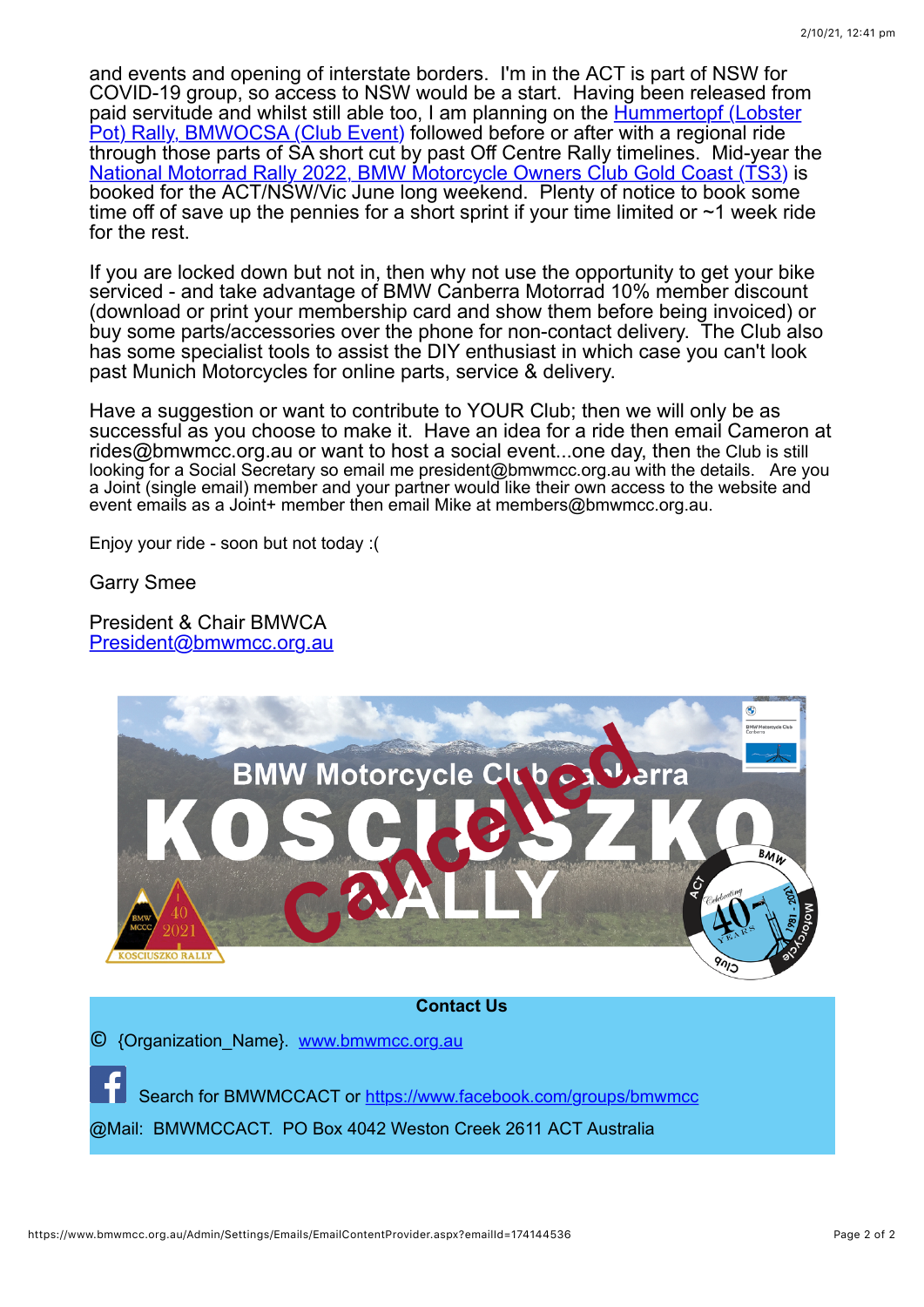and events and opening of interstate borders. I'm in the ACT is part of NSW for COVID-19 group, so access to NSW would be a start. Having been released from paid servitude and whilst still able too, I am planning on the [Hummertopf (Lobster Pot) Rally, BMWOCSA (Club Event)] followed before or after with a regional ride through those parts of SA short cut by past Off Centre Rally timelines. Mid-year the [National Motorrad Rally 2022, BMW Motorcycle Owners Club Gold Coast (TS3)] is booked for the ACT/NSW/Vic June long weekend. Plenty of notice to book some time off of save up the pennies for a short sprint if your time limited or ~1 week ride for the rest.

If you are locked down but not in, then why not use the opportunity to get your bike serviced - and take advantage of BMW Canberra Motorrad 10% member discount (download or print your membership card and show them before being invoiced) or buy some parts/accessories over the phone for non-contact delivery. The Club also has some specialist tools to assist the DIY enthusiast in which case you can't look past Munich Motorcycles for online parts, service & delivery.

Have a suggestion or want to contribute to YOUR Club; then we will only be as successful as you choose to make it. Have an idea for a ride then email Cameron at rides@bmwmcc.org.au or want to host a social event...one day, then the Club is still looking for a Social Secretary so email me president@bmwmcc.org.au with the details. Are you a Joint (single email) member and your partner would like their own access to the website and event emails as a Joint+ member then email Mike at members@bmwmcc.org.au.

Enjoy your ride - soon but not today :(

Garry Smee

President & Chair BMWCA
President@bmwmcc.org.au

BMW Motorcycle Club Canberra
KOSCIUSZKO RALLY
Cancelled

**Contact Us**

© {Organization_Name}. www.bmwmcc.org.au

Search for BMWMCCACT or https://www.facebook.com/groups/bmwmcc

@Mail: BMWMCCACT. PO Box 4042 Weston Creek 2611 ACT Australia